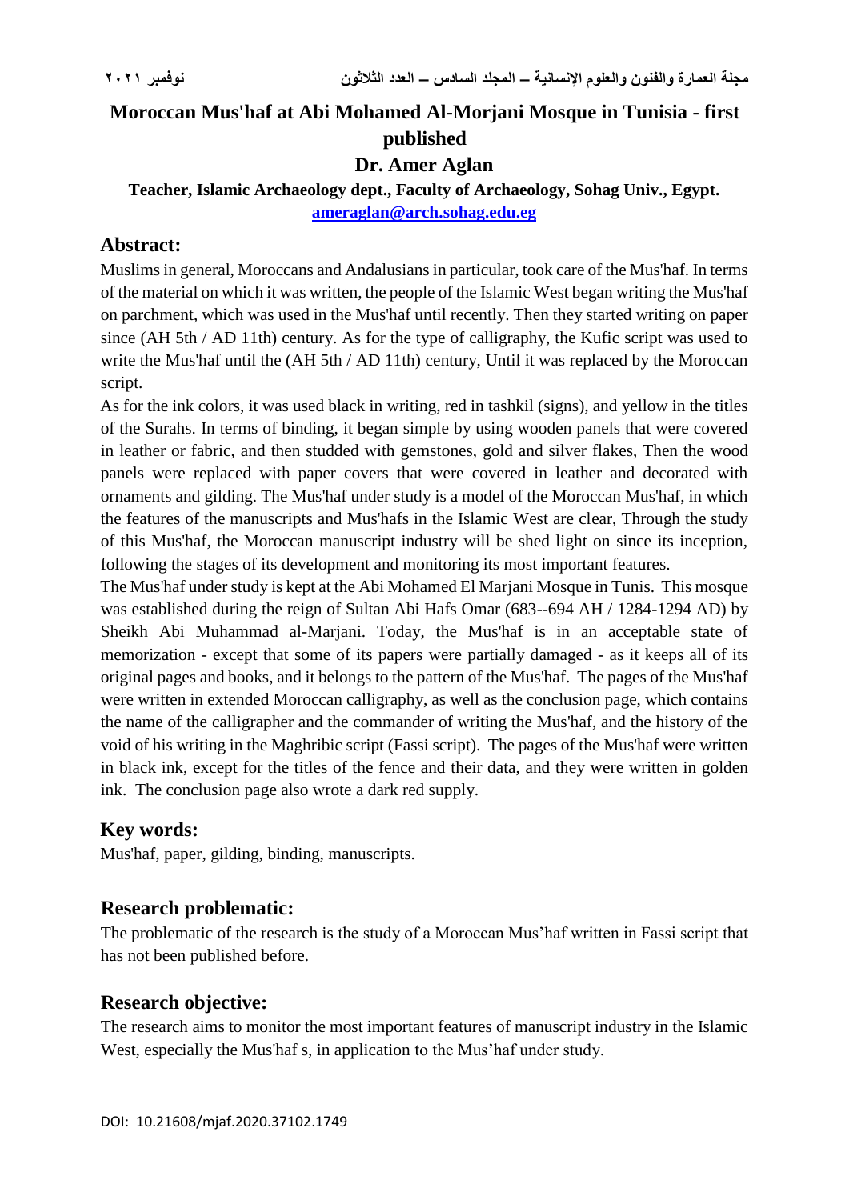# Moroccan Mus'haf at Abi Mohamed Al-Morjani Mosque in Tunisia - first published

**Dr. Amer Aglan**

**Teacher, Islamic Archaeology dept., Faculty of Archaeology, Sohag Univ., Egypt.**

**ameraglan@arch.sohag.edu.eg**

## Abstract:

Muslims in general, Moroccans and Andalusians in particular, took care of the Mus'haf. In terms of the material on which it was written, the people of the Islamic West began writing the Mus'haf on parchment, which was used in the Mus'haf until recently. Then they started writing on paper since (AH 5th / AD 11th) century. As for the type of calligraphy, the Kufic script was used to write the Mus'haf until the (AH 5th / AD 11th) century, Until it was replaced by the Moroccan script.

As for the ink colors, it was used black in writing, red in tashkil (signs), and yellow in the titles of the Surahs. In terms of binding, it began simple by using wooden panels that were covered in leather or fabric, and then studded with gemstones, gold and silver flakes, Then the wood panels were replaced with paper covers that were covered in leather and decorated with ornaments and gilding. The Mus'haf under study is a model of the Moroccan Mus'haf, in which the features of the manuscripts and Mus'hafs in the Islamic West are clear, Through the study of this Mus'haf, the Moroccan manuscript industry will be shed light on since its inception, following the stages of its development and monitoring its most important features.

The Mus'haf under study is kept at the Abi Mohamed El Marjani Mosque in Tunis. This mosque was established during the reign of Sultan Abi Hafs Omar (683--694 AH / 1284-1294 AD) by Sheikh Abi Muhammad al-Marjani. Today, the Mus'haf is in an acceptable state of memorization - except that some of its papers were partially damaged - as it keeps all of its original pages and books, and it belongs to the pattern of the Mus'haf. The pages of the Mus'haf were written in extended Moroccan calligraphy, as well as the conclusion page, which contains the name of the calligrapher and the commander of writing the Mus'haf, and the history of the void of his writing in the Maghribic script (Fassi script). The pages of the Mus'haf were written in black ink, except for the titles of the fence and their data, and they were written in golden ink. The conclusion page also wrote a dark red supply.

## Key words:

Mus'haf, paper, gilding, binding, manuscripts.

## Research problematic:

The problematic of the research is the study of a Moroccan Mus'haf written in Fassi script that has not been published before.

## Research objective:

The research aims to monitor the most important features of manuscript industry in the Islamic West, especially the Mus'haf s, in application to the Mus'haf under study.

DOI: 10.21608/mjaf.2020.37102.1749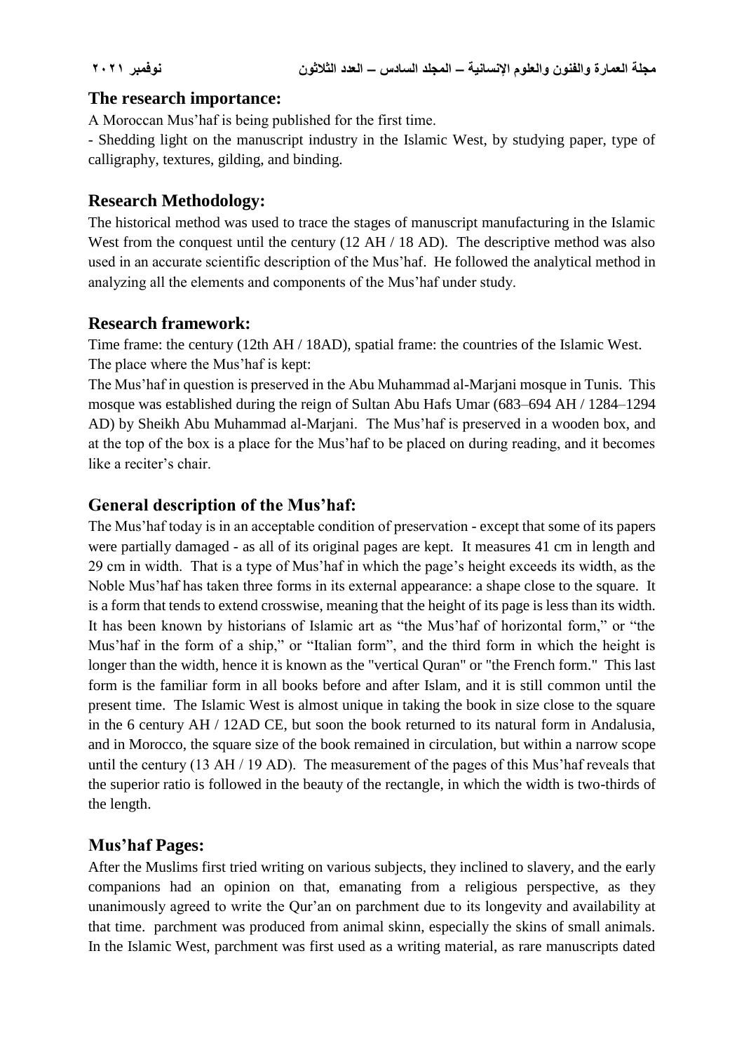## The research importance:

A Moroccan Mus'haf is being published for the first time.

- Shedding light on the manuscript industry in the Islamic West, by studying paper, type of calligraphy, textures, gilding, and binding.

## Research Methodology:

The historical method was used to trace the stages of manuscript manufacturing in the Islamic West from the conquest until the century (12 AH / 18 AD). The descriptive method was also used in an accurate scientific description of the Mus'haf. He followed the analytical method in analyzing all the elements and components of the Mus'haf under study.

## Research framework:

Time frame: the century (12th AH / 18AD), spatial frame: the countries of the Islamic West.

The place where the Mus'haf is kept:

The Mus'haf in question is preserved in the Abu Muhammad al-Marjani mosque in Tunis. This mosque was established during the reign of Sultan Abu Hafs Umar (683–694 AH / 1284–1294 AD) by Sheikh Abu Muhammad al-Marjani. The Mus'haf is preserved in a wooden box, and at the top of the box is a place for the Mus'haf to be placed on during reading, and it becomes like a reciter's chair.

## General description of the Mus'haf:

The Mus'haf today is in an acceptable condition of preservation - except that some of its papers were partially damaged - as all of its original pages are kept. It measures 41 cm in length and 29 cm in width. That is a type of Mus'haf in which the page's height exceeds its width, as the Noble Mus'haf has taken three forms in its external appearance: a shape close to the square. It is a form that tends to extend crosswise, meaning that the height of its page is less than its width. It has been known by historians of Islamic art as "the Mus'haf of horizontal form," or "the Mus'haf in the form of a ship," or "Italian form", and the third form in which the height is longer than the width, hence it is known as the "vertical Quran" or "the French form." This last form is the familiar form in all books before and after Islam, and it is still common until the present time. The Islamic West is almost unique in taking the book in size close to the square in the 6 century AH / 12AD CE, but soon the book returned to its natural form in Andalusia, and in Morocco, the square size of the book remained in circulation, but within a narrow scope until the century (13 AH / 19 AD). The measurement of the pages of this Mus'haf reveals that the superior ratio is followed in the beauty of the rectangle, in which the width is two-thirds of the length.

## Mus'haf Pages:

After the Muslims first tried writing on various subjects, they inclined to slavery, and the early companions had an opinion on that, emanating from a religious perspective, as they unanimously agreed to write the Qur'an on parchment due to its longevity and availability at that time. parchment was produced from animal skinn, especially the skins of small animals. In the Islamic West, parchment was first used as a writing material, as rare manuscripts dated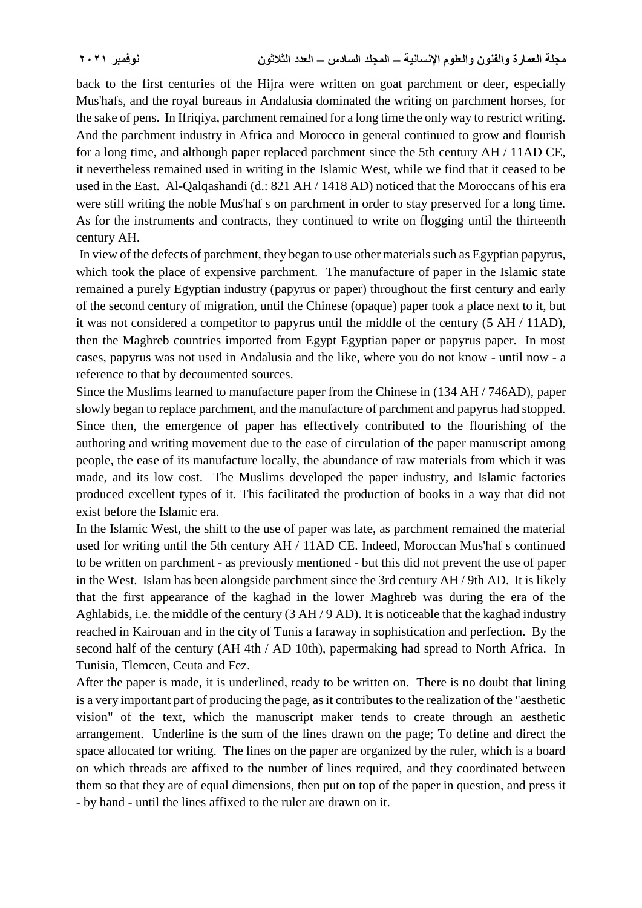back to the first centuries of the Hijra were written on goat parchment or deer, especially Mus'hafs, and the royal bureaus in Andalusia dominated the writing on parchment horses, for the sake of pens. In Ifriqiya, parchment remained for a long time the only way to restrict writing. And the parchment industry in Africa and Morocco in general continued to grow and flourish for a long time, and although paper replaced parchment since the 5th century AH / 11AD CE, it nevertheless remained used in writing in the Islamic West, while we find that it ceased to be used in the East. Al-Qalqashandi (d.: 821 AH / 1418 AD) noticed that the Moroccans of his era were still writing the noble Mus'haf s on parchment in order to stay preserved for a long time. As for the instruments and contracts, they continued to write on flogging until the thirteenth century AH.

In view of the defects of parchment, they began to use other materials such as Egyptian papyrus, which took the place of expensive parchment. The manufacture of paper in the Islamic state remained a purely Egyptian industry (papyrus or paper) throughout the first century and early of the second century of migration, until the Chinese (opaque) paper took a place next to it, but it was not considered a competitor to papyrus until the middle of the century (5 AH / 11AD), then the Maghreb countries imported from Egypt Egyptian paper or papyrus paper. In most cases, papyrus was not used in Andalusia and the like, where you do not know - until now - a reference to that by decoumented sources.

Since the Muslims learned to manufacture paper from the Chinese in (134 AH / 746AD), paper slowly began to replace parchment, and the manufacture of parchment and papyrus had stopped. Since then, the emergence of paper has effectively contributed to the flourishing of the authoring and writing movement due to the ease of circulation of the paper manuscript among people, the ease of its manufacture locally, the abundance of raw materials from which it was made, and its low cost. The Muslims developed the paper industry, and Islamic factories produced excellent types of it. This facilitated the production of books in a way that did not exist before the Islamic era.

In the Islamic West, the shift to the use of paper was late, as parchment remained the material used for writing until the 5th century AH / 11AD CE. Indeed, Moroccan Mus'haf s continued to be written on parchment - as previously mentioned - but this did not prevent the use of paper in the West. Islam has been alongside parchment since the 3rd century AH / 9th AD. It is likely that the first appearance of the kaghad in the lower Maghreb was during the era of the Aghlabids, i.e. the middle of the century (3 AH / 9 AD). It is noticeable that the kaghad industry reached in Kairouan and in the city of Tunis a faraway in sophistication and perfection. By the second half of the century (AH 4th / AD 10th), papermaking had spread to North Africa. In Tunisia, Tlemcen, Ceuta and Fez.

After the paper is made, it is underlined, ready to be written on. There is no doubt that lining is a very important part of producing the page, as it contributes to the realization of the "aesthetic vision" of the text, which the manuscript maker tends to create through an aesthetic arrangement. Underline is the sum of the lines drawn on the page; To define and direct the space allocated for writing. The lines on the paper are organized by the ruler, which is a board on which threads are affixed to the number of lines required, and they coordinated between them so that they are of equal dimensions, then put on top of the paper in question, and press it - by hand - until the lines affixed to the ruler are drawn on it.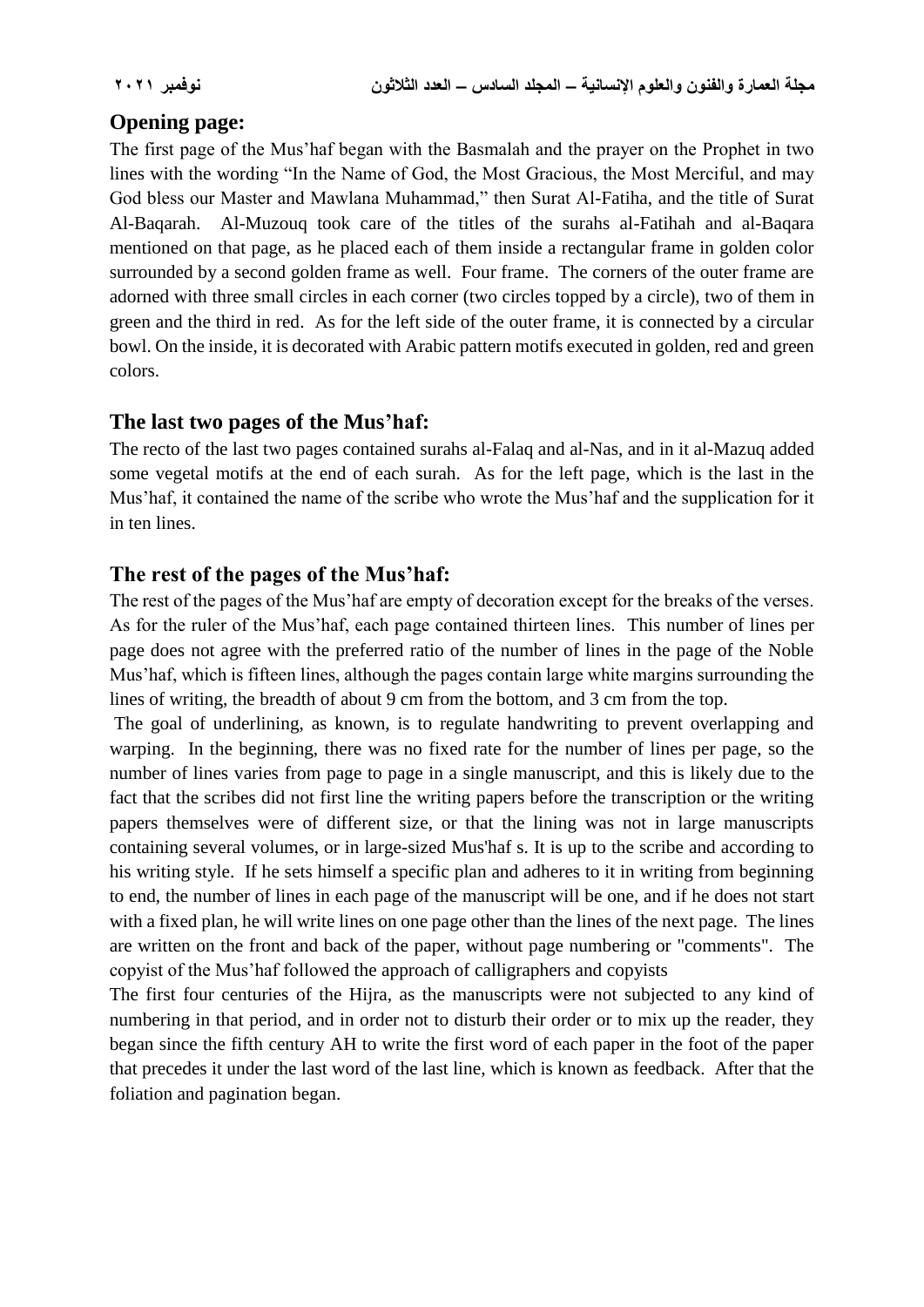## Opening page:

The first page of the Mus'haf began with the Basmalah and the prayer on the Prophet in two lines with the wording "In the Name of God, the Most Gracious, the Most Merciful, and may God bless our Master and Mawlana Muhammad," then Surat Al-Fatiha, and the title of Surat Al-Baqarah. Al-Muzouq took care of the titles of the surahs al-Fatihah and al-Baqara mentioned on that page, as he placed each of them inside a rectangular frame in golden color surrounded by a second golden frame as well. Four frame. The corners of the outer frame are adorned with three small circles in each corner (two circles topped by a circle), two of them in green and the third in red. As for the left side of the outer frame, it is connected by a circular bowl. On the inside, it is decorated with Arabic pattern motifs executed in golden, red and green colors.

## The last two pages of the Mus'haf:

The recto of the last two pages contained surahs al-Falaq and al-Nas, and in it al-Mazuq added some vegetal motifs at the end of each surah. As for the left page, which is the last in the Mus'haf, it contained the name of the scribe who wrote the Mus'haf and the supplication for it in ten lines.

## The rest of the pages of the Mus'haf:

The rest of the pages of the Mus'haf are empty of decoration except for the breaks of the verses. As for the ruler of the Mus'haf, each page contained thirteen lines. This number of lines per page does not agree with the preferred ratio of the number of lines in the page of the Noble Mus'haf, which is fifteen lines, although the pages contain large white margins surrounding the lines of writing, the breadth of about 9 cm from the bottom, and 3 cm from the top.

The goal of underlining, as known, is to regulate handwriting to prevent overlapping and warping. In the beginning, there was no fixed rate for the number of lines per page, so the number of lines varies from page to page in a single manuscript, and this is likely due to the fact that the scribes did not first line the writing papers before the transcription or the writing papers themselves were of different size, or that the lining was not in large manuscripts containing several volumes, or in large-sized Mus'haf s. It is up to the scribe and according to his writing style. If he sets himself a specific plan and adheres to it in writing from beginning to end, the number of lines in each page of the manuscript will be one, and if he does not start with a fixed plan, he will write lines on one page other than the lines of the next page. The lines are written on the front and back of the paper, without page numbering or "comments". The copyist of the Mus'haf followed the approach of calligraphers and copyists

The first four centuries of the Hijra, as the manuscripts were not subjected to any kind of numbering in that period, and in order not to disturb their order or to mix up the reader, they began since the fifth century AH to write the first word of each paper in the foot of the paper that precedes it under the last word of the last line, which is known as feedback. After that the foliation and pagination began.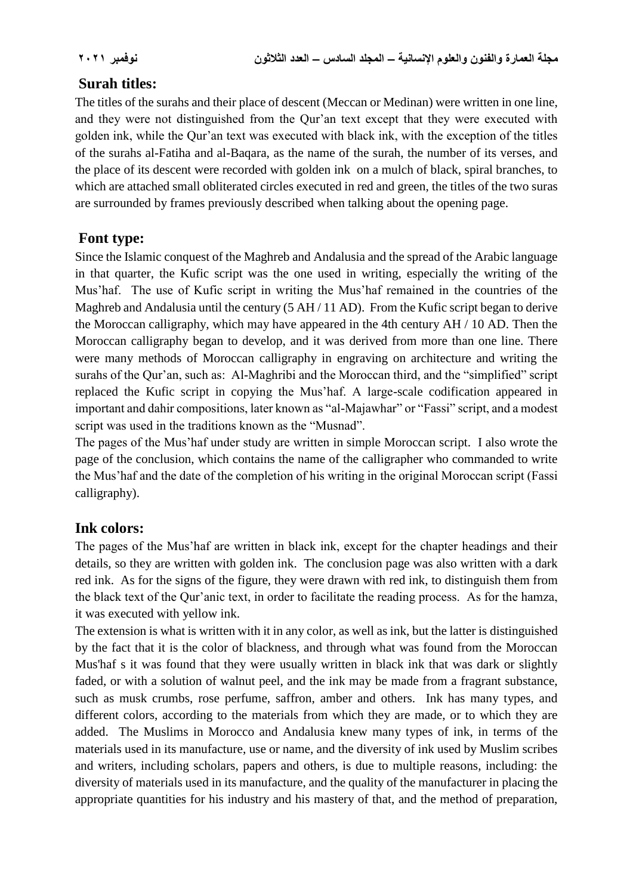## Surah titles:

The titles of the surahs and their place of descent (Meccan or Medinan) were written in one line, and they were not distinguished from the Qur'an text except that they were executed with golden ink, while the Qur'an text was executed with black ink, with the exception of the titles of the surahs al-Fatiha and al-Baqara, as the name of the surah, the number of its verses, and the place of its descent were recorded with golden ink on a mulch of black, spiral branches, to which are attached small obliterated circles executed in red and green, the titles of the two suras are surrounded by frames previously described when talking about the opening page.

## Font type:

Since the Islamic conquest of the Maghreb and Andalusia and the spread of the Arabic language in that quarter, the Kufic script was the one used in writing, especially the writing of the Mus'haf. The use of Kufic script in writing the Mus'haf remained in the countries of the Maghreb and Andalusia until the century (5 AH / 11 AD). From the Kufic script began to derive the Moroccan calligraphy, which may have appeared in the 4th century AH / 10 AD. Then the Moroccan calligraphy began to develop, and it was derived from more than one line. There were many methods of Moroccan calligraphy in engraving on architecture and writing the surahs of the Qur'an, such as: Al-Maghribi and the Moroccan third, and the "simplified" script replaced the Kufic script in copying the Mus'haf. A large-scale codification appeared in important and dahir compositions, later known as "al-Majawhar" or "Fassi" script, and a modest script was used in the traditions known as the "Musnad".

The pages of the Mus'haf under study are written in simple Moroccan script. I also wrote the page of the conclusion, which contains the name of the calligrapher who commanded to write the Mus'haf and the date of the completion of his writing in the original Moroccan script (Fassi calligraphy).

## Ink colors:

The pages of the Mus'haf are written in black ink, except for the chapter headings and their details, so they are written with golden ink. The conclusion page was also written with a dark red ink. As for the signs of the figure, they were drawn with red ink, to distinguish them from the black text of the Qur'anic text, in order to facilitate the reading process. As for the hamza, it was executed with yellow ink.

The extension is what is written with it in any color, as well as ink, but the latter is distinguished by the fact that it is the color of blackness, and through what was found from the Moroccan Mus'haf s it was found that they were usually written in black ink that was dark or slightly faded, or with a solution of walnut peel, and the ink may be made from a fragrant substance, such as musk crumbs, rose perfume, saffron, amber and others. Ink has many types, and different colors, according to the materials from which they are made, or to which they are added. The Muslims in Morocco and Andalusia knew many types of ink, in terms of the materials used in its manufacture, use or name, and the diversity of ink used by Muslim scribes and writers, including scholars, papers and others, is due to multiple reasons, including: the diversity of materials used in its manufacture, and the quality of the manufacturer in placing the appropriate quantities for his industry and his mastery of that, and the method of preparation,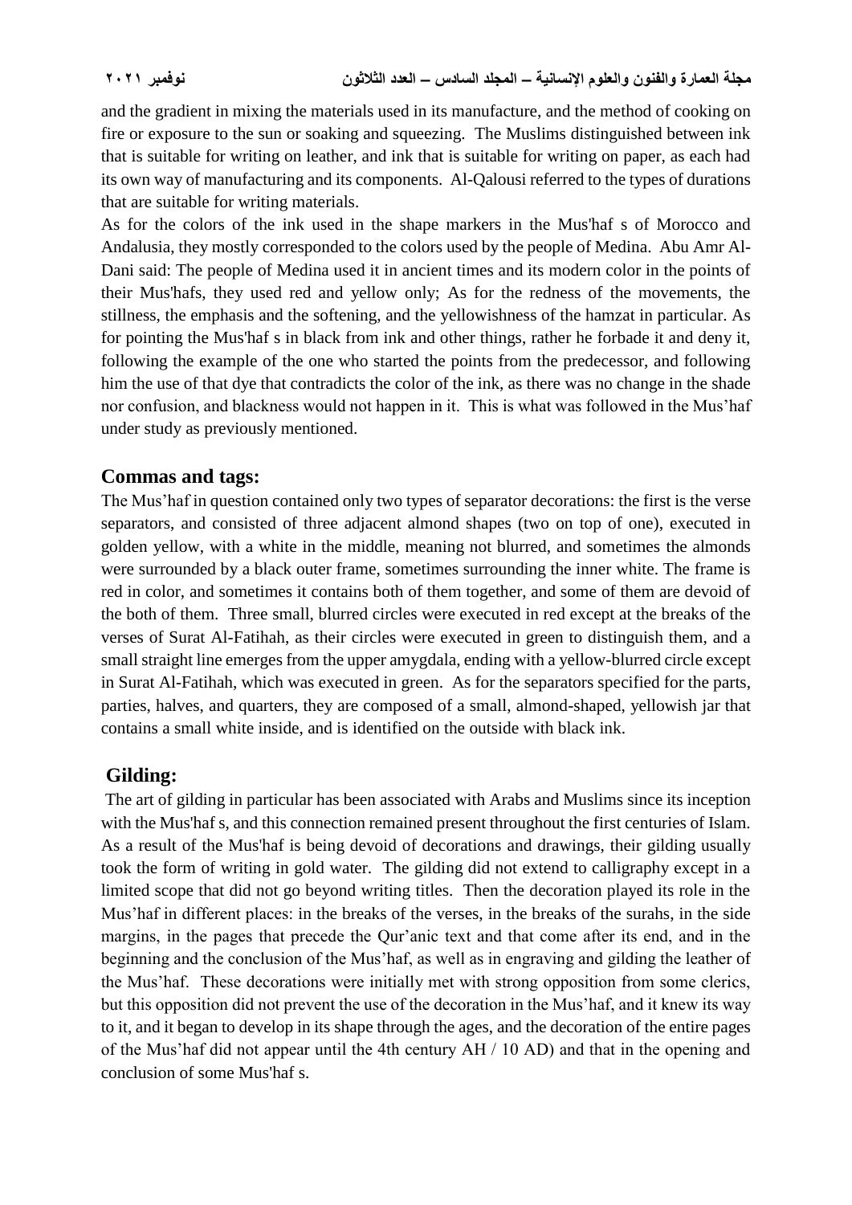and the gradient in mixing the materials used in its manufacture, and the method of cooking on fire or exposure to the sun or soaking and squeezing. The Muslims distinguished between ink that is suitable for writing on leather, and ink that is suitable for writing on paper, as each had its own way of manufacturing and its components. Al-Qalousi referred to the types of durations that are suitable for writing materials.

As for the colors of the ink used in the shape markers in the Mus'haf s of Morocco and Andalusia, they mostly corresponded to the colors used by the people of Medina. Abu Amr Al-Dani said: The people of Medina used it in ancient times and its modern color in the points of their Mus'hafs, they used red and yellow only; As for the redness of the movements, the stillness, the emphasis and the softening, and the yellowishness of the hamzat in particular. As for pointing the Mus'haf s in black from ink and other things, rather he forbade it and deny it, following the example of the one who started the points from the predecessor, and following him the use of that dye that contradicts the color of the ink, as there was no change in the shade nor confusion, and blackness would not happen in it. This is what was followed in the Mus'haf under study as previously mentioned.

## Commas and tags:

The Mus'haf in question contained only two types of separator decorations: the first is the verse separators, and consisted of three adjacent almond shapes (two on top of one), executed in golden yellow, with a white in the middle, meaning not blurred, and sometimes the almonds were surrounded by a black outer frame, sometimes surrounding the inner white. The frame is red in color, and sometimes it contains both of them together, and some of them are devoid of the both of them. Three small, blurred circles were executed in red except at the breaks of the verses of Surat Al-Fatihah, as their circles were executed in green to distinguish them, and a small straight line emerges from the upper amygdala, ending with a yellow-blurred circle except in Surat Al-Fatihah, which was executed in green. As for the separators specified for the parts, parties, halves, and quarters, they are composed of a small, almond-shaped, yellowish jar that contains a small white inside, and is identified on the outside with black ink.

## Gilding:

The art of gilding in particular has been associated with Arabs and Muslims since its inception with the Mus'haf s, and this connection remained present throughout the first centuries of Islam. As a result of the Mus'haf is being devoid of decorations and drawings, their gilding usually took the form of writing in gold water. The gilding did not extend to calligraphy except in a limited scope that did not go beyond writing titles. Then the decoration played its role in the Mus'haf in different places: in the breaks of the verses, in the breaks of the surahs, in the side margins, in the pages that precede the Qur'anic text and that come after its end, and in the beginning and the conclusion of the Mus'haf, as well as in engraving and gilding the leather of the Mus'haf. These decorations were initially met with strong opposition from some clerics, but this opposition did not prevent the use of the decoration in the Mus'haf, and it knew its way to it, and it began to develop in its shape through the ages, and the decoration of the entire pages of the Mus'haf did not appear until the 4th century AH / 10 AD) and that in the opening and conclusion of some Mus'haf s.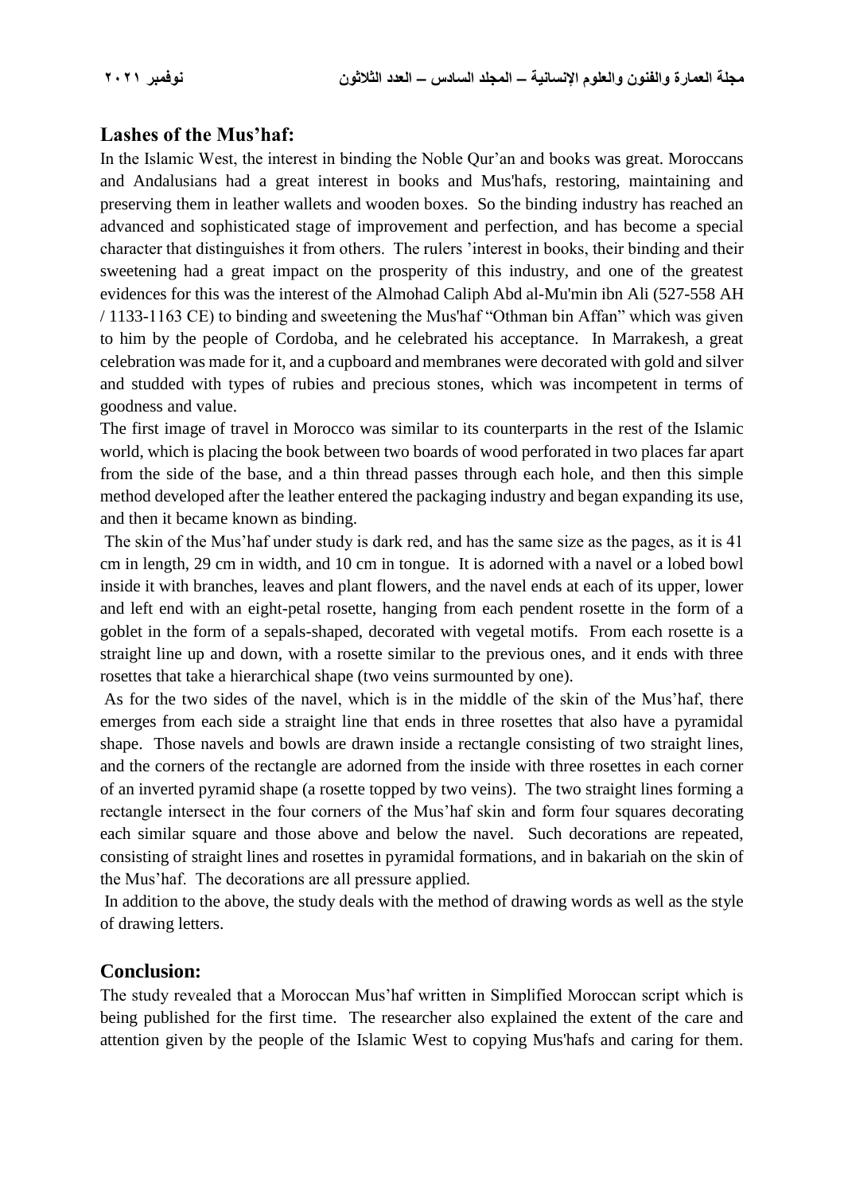## Lashes of the Mus'haf:

In the Islamic West, the interest in binding the Noble Qur'an and books was great. Moroccans and Andalusians had a great interest in books and Mus'hafs, restoring, maintaining and preserving them in leather wallets and wooden boxes. So the binding industry has reached an advanced and sophisticated stage of improvement and perfection, and has become a special character that distinguishes it from others. The rulers 'interest in books, their binding and their sweetening had a great impact on the prosperity of this industry, and one of the greatest evidences for this was the interest of the Almohad Caliph Abd al-Mu'min ibn Ali (527-558 AH / 1133-1163 CE) to binding and sweetening the Mus'haf "Othman bin Affan" which was given to him by the people of Cordoba, and he celebrated his acceptance. In Marrakesh, a great celebration was made for it, and a cupboard and membranes were decorated with gold and silver and studded with types of rubies and precious stones, which was incompetent in terms of goodness and value.

The first image of travel in Morocco was similar to its counterparts in the rest of the Islamic world, which is placing the book between two boards of wood perforated in two places far apart from the side of the base, and a thin thread passes through each hole, and then this simple method developed after the leather entered the packaging industry and began expanding its use, and then it became known as binding.

The skin of the Mus'haf under study is dark red, and has the same size as the pages, as it is 41 cm in length, 29 cm in width, and 10 cm in tongue. It is adorned with a navel or a lobed bowl inside it with branches, leaves and plant flowers, and the navel ends at each of its upper, lower and left end with an eight-petal rosette, hanging from each pendent rosette in the form of a goblet in the form of a sepals-shaped, decorated with vegetal motifs. From each rosette is a straight line up and down, with a rosette similar to the previous ones, and it ends with three rosettes that take a hierarchical shape (two veins surmounted by one).

As for the two sides of the navel, which is in the middle of the skin of the Mus'haf, there emerges from each side a straight line that ends in three rosettes that also have a pyramidal shape. Those navels and bowls are drawn inside a rectangle consisting of two straight lines, and the corners of the rectangle are adorned from the inside with three rosettes in each corner of an inverted pyramid shape (a rosette topped by two veins). The two straight lines forming a rectangle intersect in the four corners of the Mus'haf skin and form four squares decorating each similar square and those above and below the navel. Such decorations are repeated, consisting of straight lines and rosettes in pyramidal formations, and in bakariah on the skin of the Mus'haf. The decorations are all pressure applied.

In addition to the above, the study deals with the method of drawing words as well as the style of drawing letters.

## Conclusion:

The study revealed that a Moroccan Mus'haf written in Simplified Moroccan script which is being published for the first time. The researcher also explained the extent of the care and attention given by the people of the Islamic West to copying Mus'hafs and caring for them.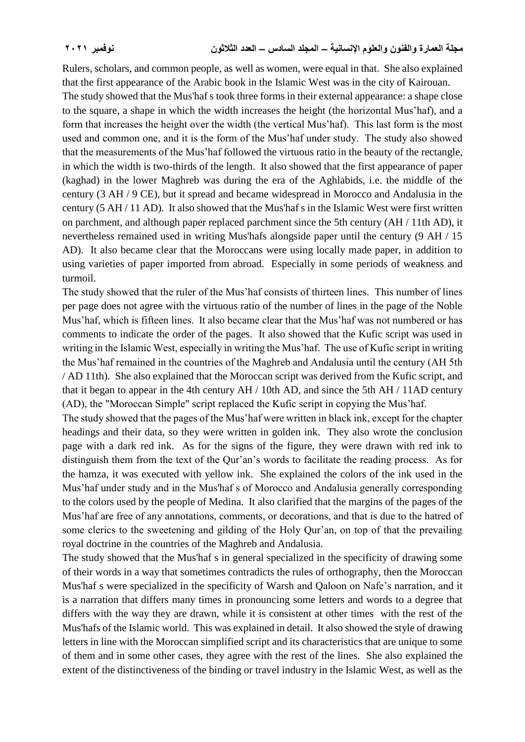Rulers, scholars, and common people, as well as women, were equal in that. She also explained that the first appearance of the Arabic book in the Islamic West was in the city of Kairouan.

The study showed that the Mus'haf s took three forms in their external appearance: a shape close to the square, a shape in which the width increases the height (the horizontal Mus'haf), and a form that increases the height over the width (the vertical Mus'haf). This last form is the most used and common one, and it is the form of the Mus'haf under study. The study also showed that the measurements of the Mus'haf followed the virtuous ratio in the beauty of the rectangle, in which the width is two-thirds of the length. It also showed that the first appearance of paper (kaghad) in the lower Maghreb was during the era of the Aghlabids, i.e. the middle of the century (3 AH / 9 CE), but it spread and became widespread in Morocco and Andalusia in the century (5 AH / 11 AD). It also showed that the Mus'haf s in the Islamic West were first written on parchment, and although paper replaced parchment since the 5th century (AH / 11th AD), it nevertheless remained used in writing Mus'hafs alongside paper until the century (9 AH / 15 AD). It also became clear that the Moroccans were using locally made paper, in addition to using varieties of paper imported from abroad. Especially in some periods of weakness and turmoil.

The study showed that the ruler of the Mus'haf consists of thirteen lines. This number of lines per page does not agree with the virtuous ratio of the number of lines in the page of the Noble Mus'haf, which is fifteen lines. It also became clear that the Mus'haf was not numbered or has comments to indicate the order of the pages. It also showed that the Kufic script was used in writing in the Islamic West, especially in writing the Mus'haf. The use of Kufic script in writing the Mus'haf remained in the countries of the Maghreb and Andalusia until the century (AH 5th / AD 11th). She also explained that the Moroccan script was derived from the Kufic script, and that it began to appear in the 4th century AH / 10th AD, and since the 5th AH / 11AD century (AD), the "Moroccan Simple" script replaced the Kufic script in copying the Mus'haf.

The study showed that the pages of the Mus'haf were written in black ink, except for the chapter headings and their data, so they were written in golden ink. They also wrote the conclusion page with a dark red ink. As for the signs of the figure, they were drawn with red ink to distinguish them from the text of the Qur'an's words to facilitate the reading process. As for the hamza, it was executed with yellow ink. She explained the colors of the ink used in the Mus'haf under study and in the Mus'haf s of Morocco and Andalusia generally corresponding to the colors used by the people of Medina. It also clarified that the margins of the pages of the Mus'haf are free of any annotations, comments, or decorations, and that is due to the hatred of some clerics to the sweetening and gilding of the Holy Qur'an, on top of that the prevailing royal doctrine in the countries of the Maghreb and Andalusia.

The study showed that the Mus'haf s in general specialized in the specificity of drawing some of their words in a way that sometimes contradicts the rules of orthography, then the Moroccan Mus'haf s were specialized in the specificity of Warsh and Qaloon on Nafe's narration, and it is a narration that differs many times in pronouncing some letters and words to a degree that differs with the way they are drawn, while it is consistent at other times with the rest of the Mus'hafs of the Islamic world. This was explained in detail. It also showed the style of drawing letters in line with the Moroccan simplified script and its characteristics that are unique to some of them and in some other cases, they agree with the rest of the lines. She also explained the extent of the distinctiveness of the binding or travel industry in the Islamic West, as well as the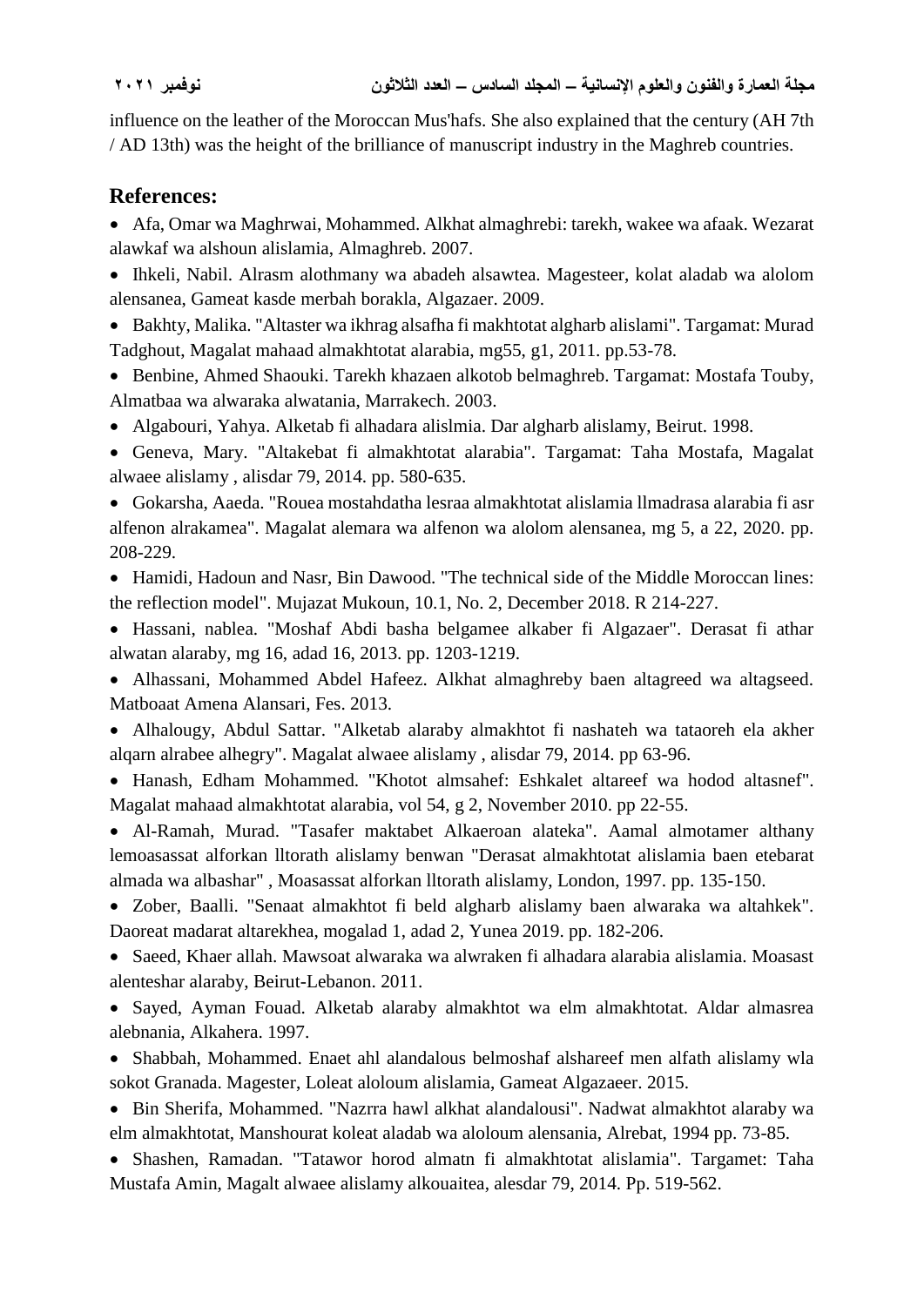influence on the leather of the Moroccan Mus'hafs. She also explained that the century (AH 7th / AD 13th) was the height of the brilliance of manuscript industry in the Maghreb countries.

## References:

- Afa, Omar wa Maghrwai, Mohammed. Alkhat almaghrebi: tarekh, wakee wa afaak. Wezarat alawkaf wa alshoun alislamia, Almaghreb. 2007.
- Ihkeli, Nabil. Alrasm alothmany wa abadeh alsawtea. Magesteer, kolat aladab wa alolom alensanea, Gameat kasde merbah borakla, Algazaer. 2009.
- Bakhty, Malika. "Altaster wa ikhrag alsafha fi makhtotat algharb alislami". Targamat: Murad Tadghout, Magalat mahaad almakhtotat alarabia, mg55, g1, 2011. pp.53-78.
- Benbine, Ahmed Shaouki. Tarekh khazaen alkotob belmaghreb. Targamat: Mostafa Touby, Almatbaa wa alwaraka alwatania, Marrakech. 2003.
- Algabouri, Yahya. Alketab fi alhadara alislmia. Dar algharb alislamy, Beirut. 1998.
- Geneva, Mary. "Altakebat fi almakhtotat alarabia". Targamat: Taha Mostafa, Magalat alwaee alislamy , alisdar 79, 2014. pp. 580-635.
- Gokarsha, Aaeda. "Rouea mostahdatha lesraa almakhtotat alislamia llmadrasa alarabia fi asr alfenon alrakamea". Magalat alemara wa alfenon wa alolom alensanea, mg 5, a 22, 2020. pp. 208-229.
- Hamidi, Hadoun and Nasr, Bin Dawood. "The technical side of the Middle Moroccan lines: the reflection model". Mujazat Mukoun, 10.1, No. 2, December 2018. R 214-227.
- Hassani, nablea. "Moshaf Abdi basha belgamee alkaber fi Algazaer". Derasat fi athar alwatan alaraby, mg 16, adad 16, 2013. pp. 1203-1219.
- Alhassani, Mohammed Abdel Hafeez. Alkhat almaghreby baen altagreed wa altagseed. Matboaat Amena Alansari, Fes. 2013.
- Alhalougy, Abdul Sattar. "Alketab alaraby almakhtot fi nashateh wa tataoreh ela akher alqarn alrabee alhegry". Magalat alwaee alislamy , alisdar 79, 2014. pp 63-96.
- Hanash, Edham Mohammed. "Khotot almsahef: Eshkalet altareef wa hodod altasnef". Magalat mahaad almakhtotat alarabia, vol 54, g 2, November 2010. pp 22-55.
- Al-Ramah, Murad. "Tasafer maktabet Alkaeroan alateka". Aamal almotamer althany lemoasassat alforkan lltorath alislamy benwan "Derasat almakhtotat alislamia baen etebarat almada wa albashar" , Moasassat alforkan lltorath alislamy, London, 1997. pp. 135-150.
- Zober, Baalli. "Senaat almakhtot fi beld algharb alislamy baen alwaraka wa altahkek". Daoreat madarat altarekhea, mogalad 1, adad 2, Yunea 2019. pp. 182-206.
- Saeed, Khaer allah. Mawsoat alwaraka wa alwraken fi alhadara alarabia alislamia. Moasast alenteshar alaraby, Beirut-Lebanon. 2011.
- Sayed, Ayman Fouad. Alketab alaraby almakhtot wa elm almakhtotat. Aldar almasrea alebnania, Alkahera. 1997.
- Shabbah, Mohammed. Enaet ahl alandalous belmoshaf alshareef men alfath alislamy wla sokot Granada. Magester, Loleat aloloum alislamia, Gameat Algazaeer. 2015.
- Bin Sherifa, Mohammed. "Nazrra hawl alkhat alandalousi". Nadwat almakhtot alaraby wa elm almakhtotat, Manshourat koleat aladab wa aloloum alensania, Alrebat, 1994 pp. 73-85.
- Shashen, Ramadan. "Tatawor horod almatn fi almakhtotat alislamia". Targamet: Taha Mustafa Amin, Magalt alwaee alislamy alkouaitea, alesdar 79, 2014. Pp. 519-562.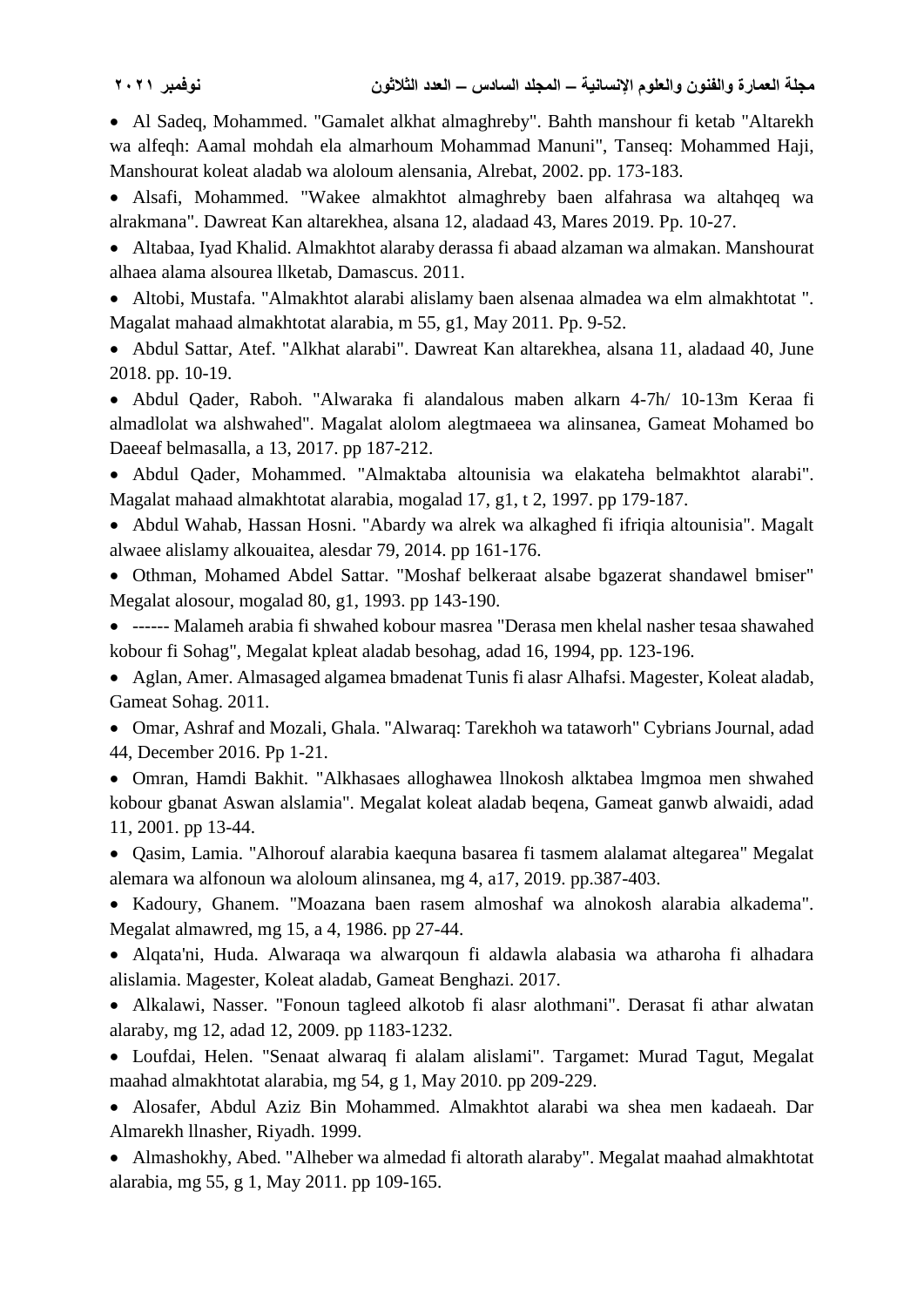- Al Sadeq, Mohammed. "Gamalet alkhat almaghreby". Bahth manshour fi ketab "Altarekh wa alfeqh: Aamal mohdah ela almarhoum Mohammad Manuni", Tanseq: Mohammed Haji, Manshourat koleat aladab wa aloloum alensania, Alrebat, 2002. pp. 173-183.
- Alsafi, Mohammed. "Wakee almakhtot almaghreby baen alfahrasa wa altahqeq wa alrakmana". Dawreat Kan altarekhea, alsana 12, aladaad 43, Mares 2019. Pp. 10-27.
- Altabaa, Iyad Khalid. Almakhtot alaraby derassa fi abaad alzaman wa almakan. Manshourat alhaea alama alsourea llketab, Damascus. 2011.
- Altobi, Mustafa. "Almakhtot alarabi alislamy baen alsenaa almadea wa elm almakhtotat ". Magalat mahaad almakhtotat alarabia, m 55, g1, May 2011. Pp. 9-52.
- Abdul Sattar, Atef. "Alkhat alarabi". Dawreat Kan altarekhea, alsana 11, aladaad 40, June 2018. pp. 10-19.
- Abdul Qader, Raboh. "Alwaraka fi alandalous maben alkarn 4-7h/ 10-13m Keraa fi almadlolat wa alshwahed". Magalat alolom alegtmaeea wa alinsanea, Gameat Mohamed bo Daeeaf belmasalla, a 13, 2017. pp 187-212.
- Abdul Qader, Mohammed. "Almaktaba altounisia wa elakateha belmakhtot alarabi". Magalat mahaad almakhtotat alarabia, mogalad 17, g1, t 2, 1997. pp 179-187.
- Abdul Wahab, Hassan Hosni. "Abardy wa alrek wa alkaghed fi ifriqia altounisia". Magalt alwaee alislamy alkouaitea, alesdar 79, 2014. pp 161-176.
- Othman, Mohamed Abdel Sattar. "Moshaf belkeraat alsabe bgazerat shandawel bmiser" Megalat alosour, mogalad 80, g1, 1993. pp 143-190.
- ------ Malameh arabia fi shwahed kobour masrea "Derasa men khelal nasher tesaa shawahed kobour fi Sohag", Megalat kpleat aladab besohag, adad 16, 1994, pp. 123-196.
- Aglan, Amer. Almasaged algamea bmadenat Tunis fi alasr Alhafsi. Magester, Koleat aladab, Gameat Sohag. 2011.
- Omar, Ashraf and Mozali, Ghala. "Alwaraq: Tarekhoh wa tataworh" Cybrians Journal, adad 44, December 2016. Pp 1-21.
- Omran, Hamdi Bakhit. "Alkhasaes alloghawea llnokosh alktabea lmgmoa men shwahed kobour gbanat Aswan alslamia". Megalat koleat aladab beqena, Gameat ganwb alwaidi, adad 11, 2001. pp 13-44.
- Qasim, Lamia. "Alhorouf alarabia kaequna basarea fi tasmem alalamat altegarea" Megalat alemara wa alfonoun wa aloloum alinsanea, mg 4, a17, 2019. pp.387-403.
- Kadoury, Ghanem. "Moazana baen rasem almoshaf wa alnokosh alarabia alkadema". Megalat almawred, mg 15, a 4, 1986. pp 27-44.
- Alqata'ni, Huda. Alwaraqa wa alwarqoun fi aldawla alabasia wa atharoha fi alhadara alislamia. Magester, Koleat aladab, Gameat Benghazi. 2017.
- Alkalawi, Nasser. "Fonoun tagleed alkotob fi alasr alothmani". Derasat fi athar alwatan alaraby, mg 12, adad 12, 2009. pp 1183-1232.
- Loufdai, Helen. "Senaat alwaraq fi alalam alislami". Targamet: Murad Tagut, Megalat maahad almakhtotat alarabia, mg 54, g 1, May 2010. pp 209-229.
- Alosafer, Abdul Aziz Bin Mohammed. Almakhtot alarabi wa shea men kadaeah. Dar Almarekh llnasher, Riyadh. 1999.
- Almashokhy, Abed. "Alheber wa almedad fi altorath alaraby". Megalat maahad almakhtotat alarabia, mg 55, g 1, May 2011. pp 109-165.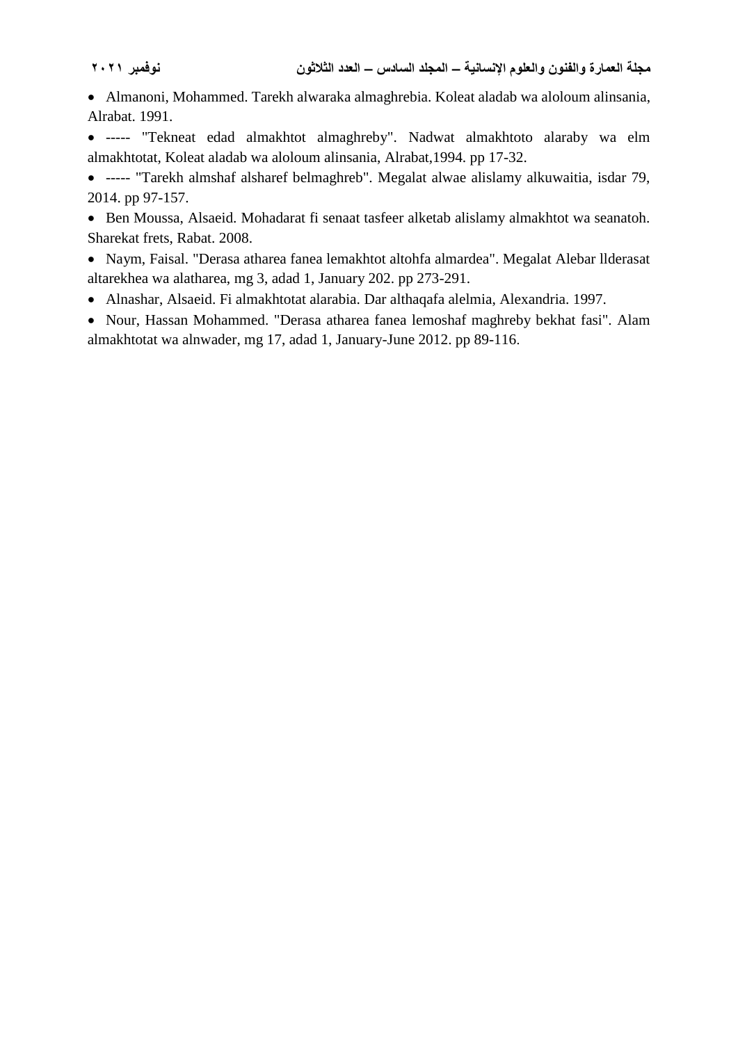- Almanoni, Mohammed. Tarekh alwaraka almaghrebia. Koleat aladab wa aloloum alinsania, Alrabat. 1991.
- ----- "Tekneat edad almakhtot almaghreby". Nadwat almakhtoto alaraby wa elm almakhtotat, Koleat aladab wa aloloum alinsania, Alrabat,1994. pp 17-32.
- ----- "Tarekh almshaf alsharef belmaghreb". Megalat alwae alislamy alkuwaitia, isdar 79, 2014. pp 97-157.
- Ben Moussa, Alsaeid. Mohadarat fi senaat tasfeer alketab alislamy almakhtot wa seanatoh. Sharekat frets, Rabat. 2008.
- Naym, Faisal. "Derasa atharea fanea lemakhtot altohfa almardea". Megalat Alebar llderasat altarekhea wa alatharea, mg 3, adad 1, January 202. pp 273-291.
- Alnashar, Alsaeid. Fi almakhtotat alarabia. Dar althaqafa alelmia, Alexandria. 1997.
- Nour, Hassan Mohammed. "Derasa atharea fanea lemoshaf maghreby bekhat fasi". Alam almakhtotat wa alnwader, mg 17, adad 1, January-June 2012. pp 89-116.